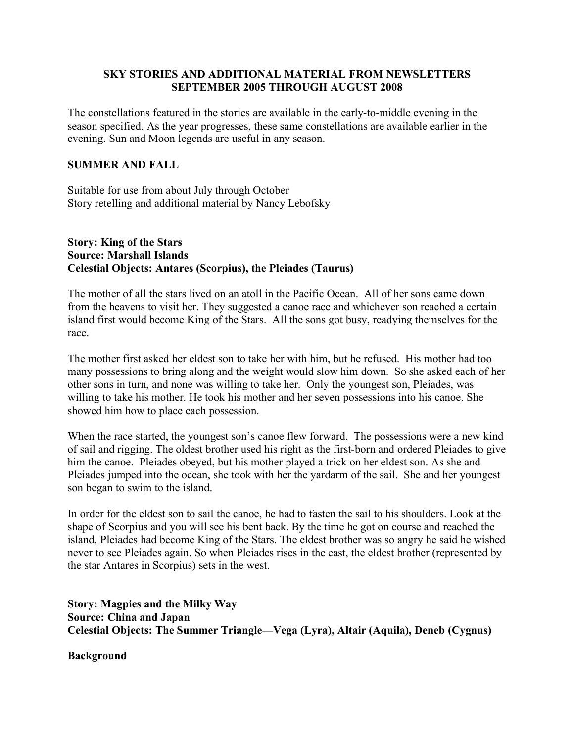# SKY STORIES AND ADDITIONAL MATERIAL FROM NEWSLETTERS SEPTEMBER 2005 THROUGH AUGUST 2008

The constellations featured in the stories are available in the early-to-middle evening in the season specified. As the year progresses, these same constellations are available earlier in the evening. Sun and Moon legends are useful in any season.

## SUMMER AND FALL

Suitable for use from about July through October
Story retelling and additional material by Nancy Lebofsky

**Story: King of the Stars**
**Source: Marshall Islands**
**Celestial Objects: Antares (Scorpius), the Pleiades (Taurus)**

The mother of all the stars lived on an atoll in the Pacific Ocean. All of her sons came down from the heavens to visit her. They suggested a canoe race and whichever son reached a certain island first would become King of the Stars. All the sons got busy, readying themselves for the race.

The mother first asked her eldest son to take her with him, but he refused. His mother had too many possessions to bring along and the weight would slow him down. So she asked each of her other sons in turn, and none was willing to take her. Only the youngest son, Pleiades, was willing to take his mother. He took his mother and her seven possessions into his canoe. She showed him how to place each possession.

When the race started, the youngest son's canoe flew forward. The possessions were a new kind of sail and rigging. The oldest brother used his right as the first-born and ordered Pleiades to give him the canoe. Pleiades obeyed, but his mother played a trick on her eldest son. As she and Pleiades jumped into the ocean, she took with her the yardarm of the sail. She and her youngest son began to swim to the island.

In order for the eldest son to sail the canoe, he had to fasten the sail to his shoulders. Look at the shape of Scorpius and you will see his bent back. By the time he got on course and reached the island, Pleiades had become King of the Stars. The eldest brother was so angry he said he wished never to see Pleiades again. So when Pleiades rises in the east, the eldest brother (represented by the star Antares in Scorpius) sets in the west.

**Story: Magpies and the Milky Way**
**Source: China and Japan**
**Celestial Objects: The Summer Triangle—Vega (Lyra), Altair (Aquila), Deneb (Cygnus)**

**Background**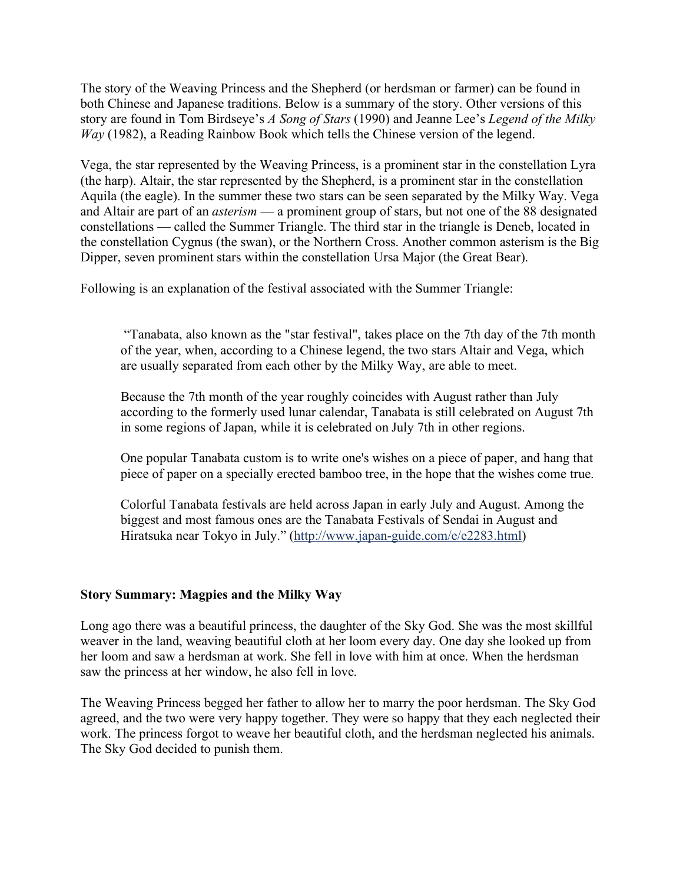The story of the Weaving Princess and the Shepherd (or herdsman or farmer) can be found in both Chinese and Japanese traditions. Below is a summary of the story. Other versions of this story are found in Tom Birdseye's *A Song of Stars* (1990) and Jeanne Lee's *Legend of the Milky Way* (1982), a Reading Rainbow Book which tells the Chinese version of the legend.

Vega, the star represented by the Weaving Princess, is a prominent star in the constellation Lyra (the harp). Altair, the star represented by the Shepherd, is a prominent star in the constellation Aquila (the eagle). In the summer these two stars can be seen separated by the Milky Way. Vega and Altair are part of an *asterism* — a prominent group of stars, but not one of the 88 designated constellations — called the Summer Triangle. The third star in the triangle is Deneb, located in the constellation Cygnus (the swan), or the Northern Cross. Another common asterism is the Big Dipper, seven prominent stars within the constellation Ursa Major (the Great Bear).

Following is an explanation of the festival associated with the Summer Triangle:

> "Tanabata, also known as the "star festival", takes place on the 7th day of the 7th month of the year, when, according to a Chinese legend, the two stars Altair and Vega, which are usually separated from each other by the Milky Way, are able to meet.
>
> Because the 7th month of the year roughly coincides with August rather than July according to the formerly used lunar calendar, Tanabata is still celebrated on August 7th in some regions of Japan, while it is celebrated on July 7th in other regions.
>
> One popular Tanabata custom is to write one's wishes on a piece of paper, and hang that piece of paper on a specially erected bamboo tree, in the hope that the wishes come true.
>
> Colorful Tanabata festivals are held across Japan in early July and August. Among the biggest and most famous ones are the Tanabata Festivals of Sendai in August and Hiratsuka near Tokyo in July." (http://www.japan-guide.com/e/e2283.html)

**Story Summary: Magpies and the Milky Way**

Long ago there was a beautiful princess, the daughter of the Sky God. She was the most skillful weaver in the land, weaving beautiful cloth at her loom every day. One day she looked up from her loom and saw a herdsman at work. She fell in love with him at once. When the herdsman saw the princess at her window, he also fell in love.

The Weaving Princess begged her father to allow her to marry the poor herdsman. The Sky God agreed, and the two were very happy together. They were so happy that they each neglected their work. The princess forgot to weave her beautiful cloth, and the herdsman neglected his animals. The Sky God decided to punish them.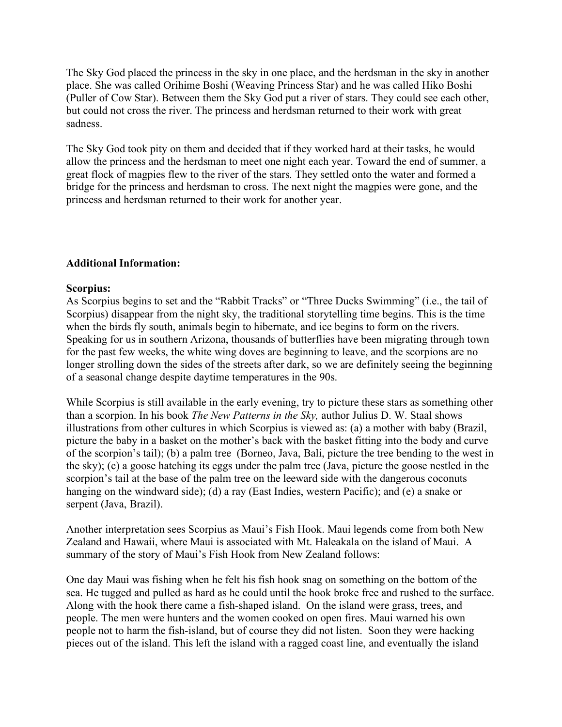The Sky God placed the princess in the sky in one place, and the herdsman in the sky in another place. She was called Orihime Boshi (Weaving Princess Star) and he was called Hiko Boshi (Puller of Cow Star). Between them the Sky God put a river of stars. They could see each other, but could not cross the river. The princess and herdsman returned to their work with great sadness.

The Sky God took pity on them and decided that if they worked hard at their tasks, he would allow the princess and the herdsman to meet one night each year. Toward the end of summer, a great flock of magpies flew to the river of the stars. They settled onto the water and formed a bridge for the princess and herdsman to cross. The next night the magpies were gone, and the princess and herdsman returned to their work for another year.

**Additional Information:**

**Scorpius:**

As Scorpius begins to set and the "Rabbit Tracks" or "Three Ducks Swimming" (i.e., the tail of Scorpius) disappear from the night sky, the traditional storytelling time begins. This is the time when the birds fly south, animals begin to hibernate, and ice begins to form on the rivers. Speaking for us in southern Arizona, thousands of butterflies have been migrating through town for the past few weeks, the white wing doves are beginning to leave, and the scorpions are no longer strolling down the sides of the streets after dark, so we are definitely seeing the beginning of a seasonal change despite daytime temperatures in the 90s.

While Scorpius is still available in the early evening, try to picture these stars as something other than a scorpion. In his book *The New Patterns in the Sky,* author Julius D. W. Staal shows illustrations from other cultures in which Scorpius is viewed as: (a) a mother with baby (Brazil, picture the baby in a basket on the mother's back with the basket fitting into the body and curve of the scorpion's tail); (b) a palm tree (Borneo, Java, Bali, picture the tree bending to the west in the sky); (c) a goose hatching its eggs under the palm tree (Java, picture the goose nestled in the scorpion's tail at the base of the palm tree on the leeward side with the dangerous coconuts hanging on the windward side); (d) a ray (East Indies, western Pacific); and (e) a snake or serpent (Java, Brazil).

Another interpretation sees Scorpius as Maui's Fish Hook. Maui legends come from both New Zealand and Hawaii, where Maui is associated with Mt. Haleakala on the island of Maui. A summary of the story of Maui's Fish Hook from New Zealand follows:

One day Maui was fishing when he felt his fish hook snag on something on the bottom of the sea. He tugged and pulled as hard as he could until the hook broke free and rushed to the surface. Along with the hook there came a fish-shaped island. On the island were grass, trees, and people. The men were hunters and the women cooked on open fires. Maui warned his own people not to harm the fish-island, but of course they did not listen. Soon they were hacking pieces out of the island. This left the island with a ragged coast line, and eventually the island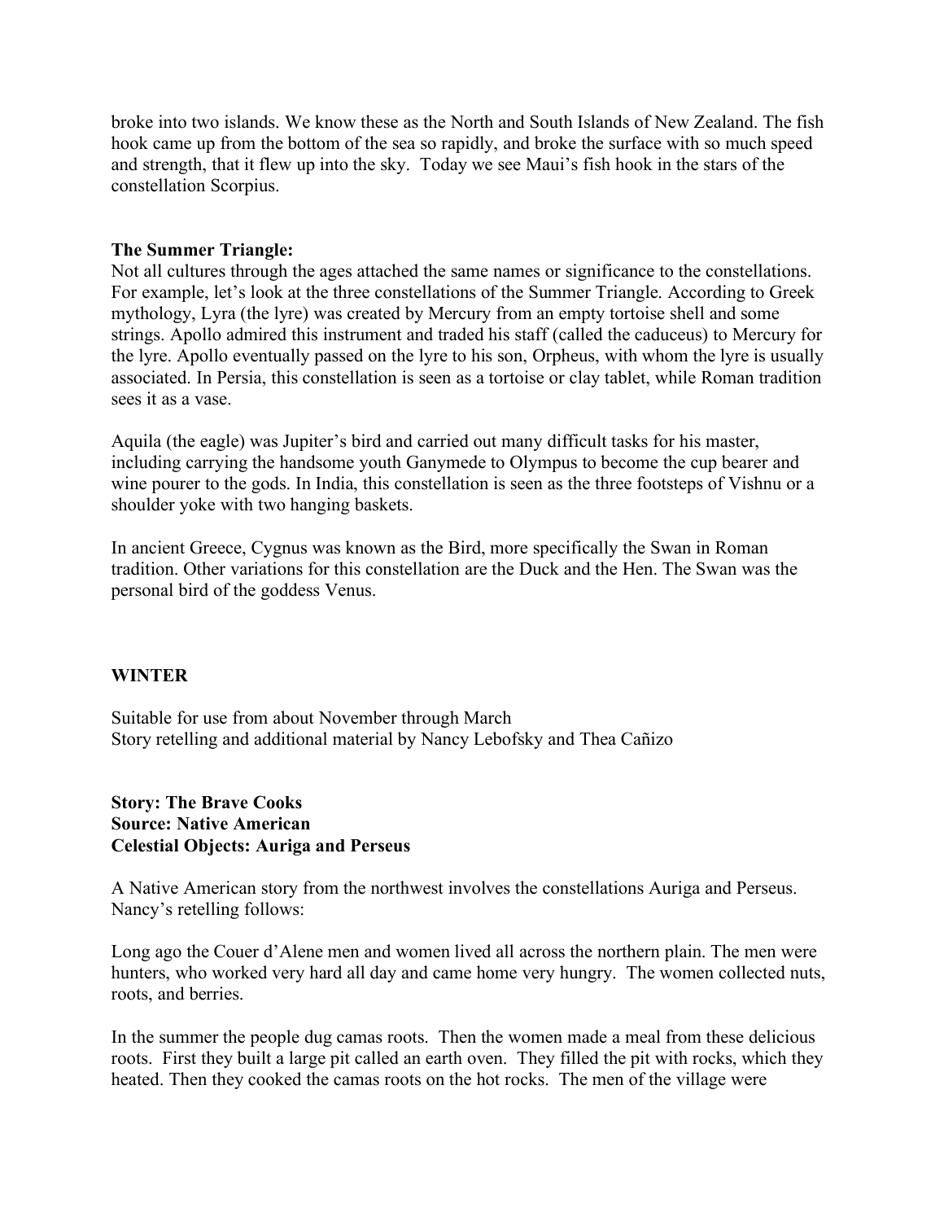broke into two islands. We know these as the North and South Islands of New Zealand. The fish hook came up from the bottom of the sea so rapidly, and broke the surface with so much speed and strength, that it flew up into the sky. Today we see Maui's fish hook in the stars of the constellation Scorpius.

**The Summer Triangle:**
Not all cultures through the ages attached the same names or significance to the constellations. For example, let's look at the three constellations of the Summer Triangle. According to Greek mythology, Lyra (the lyre) was created by Mercury from an empty tortoise shell and some strings. Apollo admired this instrument and traded his staff (called the caduceus) to Mercury for the lyre. Apollo eventually passed on the lyre to his son, Orpheus, with whom the lyre is usually associated. In Persia, this constellation is seen as a tortoise or clay tablet, while Roman tradition sees it as a vase.

Aquila (the eagle) was Jupiter's bird and carried out many difficult tasks for his master, including carrying the handsome youth Ganymede to Olympus to become the cup bearer and wine pourer to the gods. In India, this constellation is seen as the three footsteps of Vishnu or a shoulder yoke with two hanging baskets.

In ancient Greece, Cygnus was known as the Bird, more specifically the Swan in Roman tradition. Other variations for this constellation are the Duck and the Hen. The Swan was the personal bird of the goddess Venus.

## WINTER

Suitable for use from about November through March
Story retelling and additional material by Nancy Lebofsky and Thea Cañizo

**Story: The Brave Cooks**
**Source: Native American**
**Celestial Objects: Auriga and Perseus**

A Native American story from the northwest involves the constellations Auriga and Perseus. Nancy's retelling follows:

Long ago the Couer d'Alene men and women lived all across the northern plain. The men were hunters, who worked very hard all day and came home very hungry. The women collected nuts, roots, and berries.

In the summer the people dug camas roots. Then the women made a meal from these delicious roots. First they built a large pit called an earth oven. They filled the pit with rocks, which they heated. Then they cooked the camas roots on the hot rocks. The men of the village were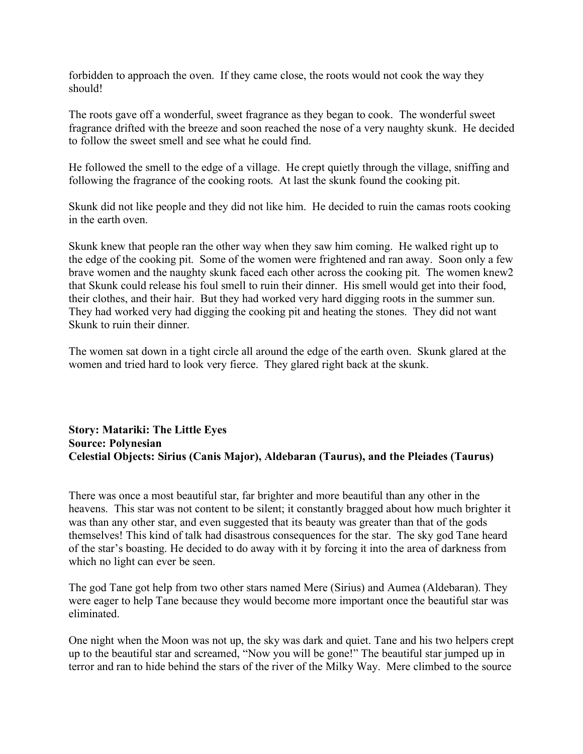forbidden to approach the oven. If they came close, the roots would not cook the way they should!

The roots gave off a wonderful, sweet fragrance as they began to cook. The wonderful sweet fragrance drifted with the breeze and soon reached the nose of a very naughty skunk. He decided to follow the sweet smell and see what he could find.

He followed the smell to the edge of a village. He crept quietly through the village, sniffing and following the fragrance of the cooking roots. At last the skunk found the cooking pit.

Skunk did not like people and they did not like him. He decided to ruin the camas roots cooking in the earth oven.

Skunk knew that people ran the other way when they saw him coming. He walked right up to the edge of the cooking pit. Some of the women were frightened and ran away. Soon only a few brave women and the naughty skunk faced each other across the cooking pit. The women knew2 that Skunk could release his foul smell to ruin their dinner. His smell would get into their food, their clothes, and their hair. But they had worked very hard digging roots in the summer sun. They had worked very had digging the cooking pit and heating the stones. They did not want Skunk to ruin their dinner.

The women sat down in a tight circle all around the edge of the earth oven. Skunk glared at the women and tried hard to look very fierce. They glared right back at the skunk.

**Story: Matariki: The Little Eyes**
**Source: Polynesian**
**Celestial Objects: Sirius (Canis Major), Aldebaran (Taurus), and the Pleiades (Taurus)**

There was once a most beautiful star, far brighter and more beautiful than any other in the heavens. This star was not content to be silent; it constantly bragged about how much brighter it was than any other star, and even suggested that its beauty was greater than that of the gods themselves! This kind of talk had disastrous consequences for the star. The sky god Tane heard of the star's boasting. He decided to do away with it by forcing it into the area of darkness from which no light can ever be seen.

The god Tane got help from two other stars named Mere (Sirius) and Aumea (Aldebaran). They were eager to help Tane because they would become more important once the beautiful star was eliminated.

One night when the Moon was not up, the sky was dark and quiet. Tane and his two helpers crept up to the beautiful star and screamed, "Now you will be gone!" The beautiful star jumped up in terror and ran to hide behind the stars of the river of the Milky Way. Mere climbed to the source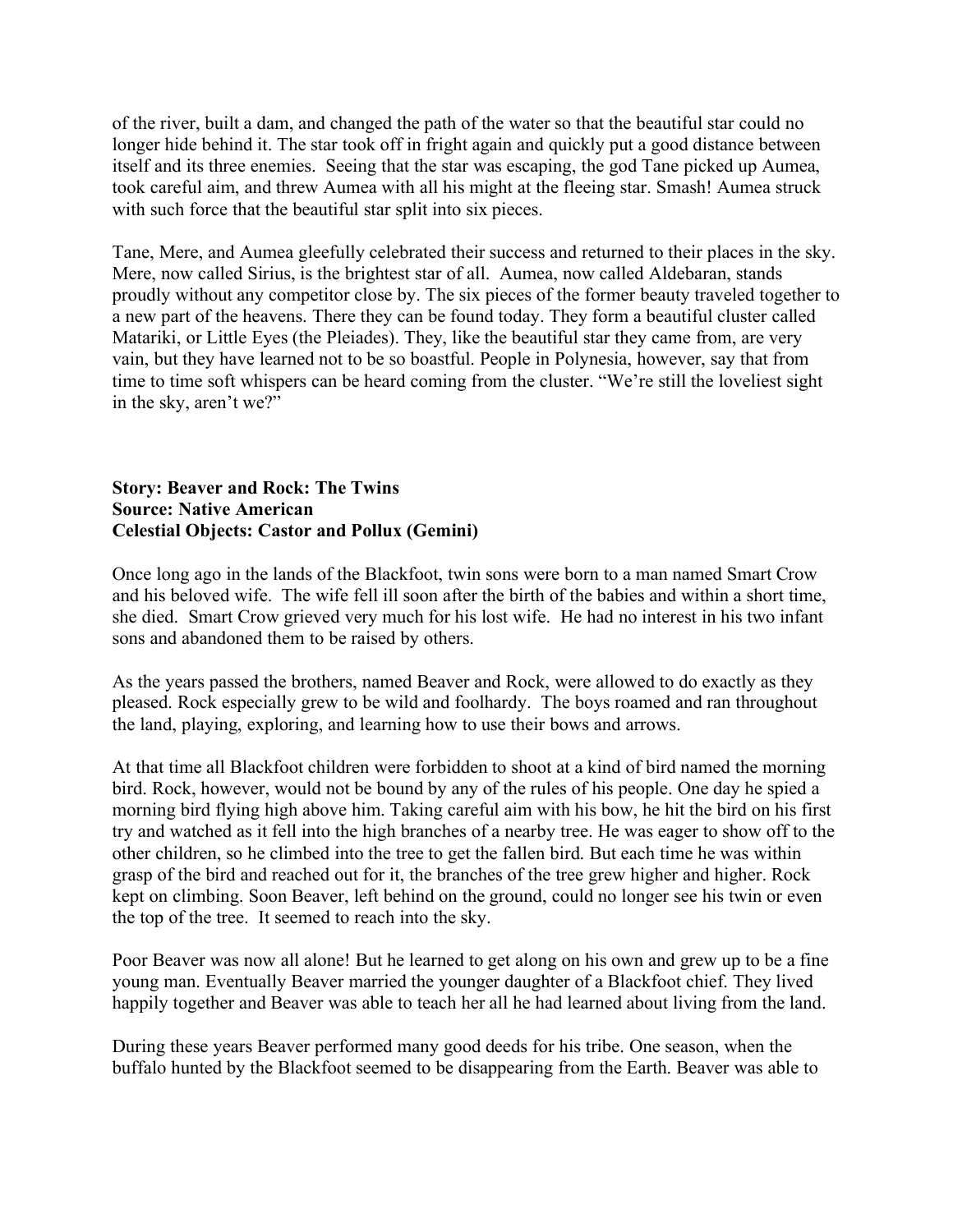of the river, built a dam, and changed the path of the water so that the beautiful star could no longer hide behind it. The star took off in fright again and quickly put a good distance between itself and its three enemies. Seeing that the star was escaping, the god Tane picked up Aumea, took careful aim, and threw Aumea with all his might at the fleeing star. Smash! Aumea struck with such force that the beautiful star split into six pieces.

Tane, Mere, and Aumea gleefully celebrated their success and returned to their places in the sky. Mere, now called Sirius, is the brightest star of all. Aumea, now called Aldebaran, stands proudly without any competitor close by. The six pieces of the former beauty traveled together to a new part of the heavens. There they can be found today. They form a beautiful cluster called Matariki, or Little Eyes (the Pleiades). They, like the beautiful star they came from, are very vain, but they have learned not to be so boastful. People in Polynesia, however, say that from time to time soft whispers can be heard coming from the cluster. "We're still the loveliest sight in the sky, aren't we?"

**Story: Beaver and Rock: The Twins**
**Source: Native American**
**Celestial Objects: Castor and Pollux (Gemini)**

Once long ago in the lands of the Blackfoot, twin sons were born to a man named Smart Crow and his beloved wife. The wife fell ill soon after the birth of the babies and within a short time, she died. Smart Crow grieved very much for his lost wife. He had no interest in his two infant sons and abandoned them to be raised by others.

As the years passed the brothers, named Beaver and Rock, were allowed to do exactly as they pleased. Rock especially grew to be wild and foolhardy. The boys roamed and ran throughout the land, playing, exploring, and learning how to use their bows and arrows.

At that time all Blackfoot children were forbidden to shoot at a kind of bird named the morning bird. Rock, however, would not be bound by any of the rules of his people. One day he spied a morning bird flying high above him. Taking careful aim with his bow, he hit the bird on his first try and watched as it fell into the high branches of a nearby tree. He was eager to show off to the other children, so he climbed into the tree to get the fallen bird. But each time he was within grasp of the bird and reached out for it, the branches of the tree grew higher and higher. Rock kept on climbing. Soon Beaver, left behind on the ground, could no longer see his twin or even the top of the tree. It seemed to reach into the sky.

Poor Beaver was now all alone! But he learned to get along on his own and grew up to be a fine young man. Eventually Beaver married the younger daughter of a Blackfoot chief. They lived happily together and Beaver was able to teach her all he had learned about living from the land.

During these years Beaver performed many good deeds for his tribe. One season, when the buffalo hunted by the Blackfoot seemed to be disappearing from the Earth. Beaver was able to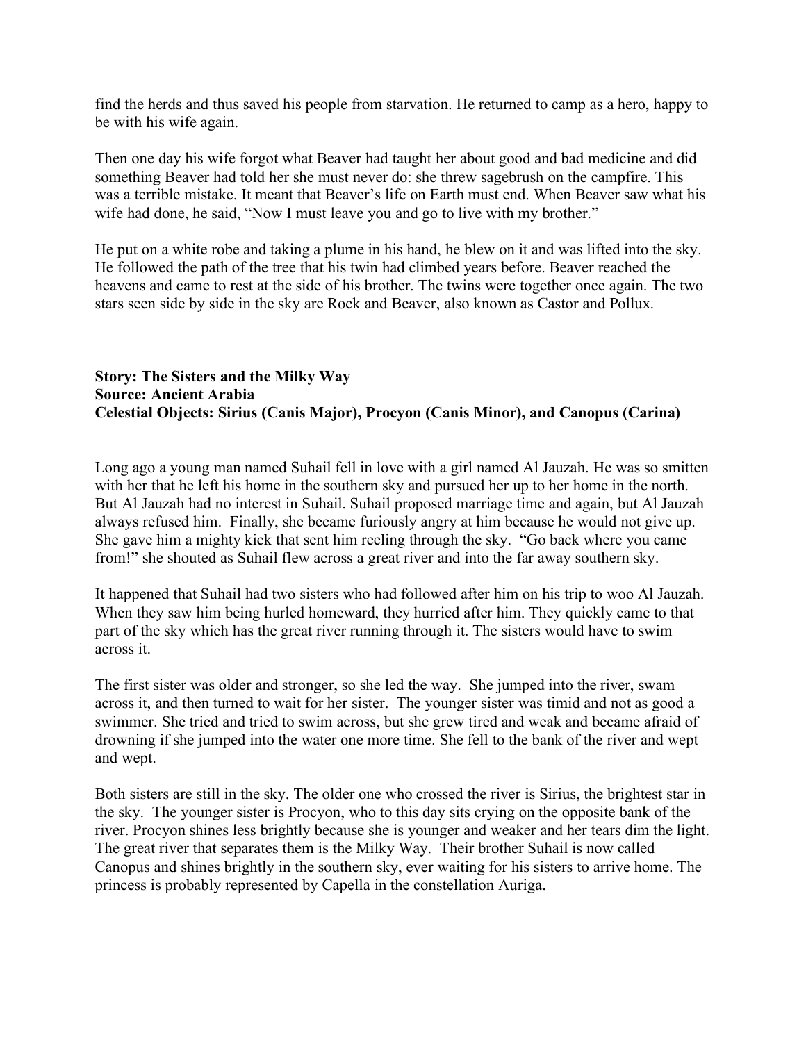find the herds and thus saved his people from starvation. He returned to camp as a hero, happy to be with his wife again.

Then one day his wife forgot what Beaver had taught her about good and bad medicine and did something Beaver had told her she must never do: she threw sagebrush on the campfire. This was a terrible mistake. It meant that Beaver's life on Earth must end. When Beaver saw what his wife had done, he said, "Now I must leave you and go to live with my brother."

He put on a white robe and taking a plume in his hand, he blew on it and was lifted into the sky. He followed the path of the tree that his twin had climbed years before. Beaver reached the heavens and came to rest at the side of his brother. The twins were together once again. The two stars seen side by side in the sky are Rock and Beaver, also known as Castor and Pollux.

**Story: The Sisters and the Milky Way**
**Source: Ancient Arabia**
**Celestial Objects: Sirius (Canis Major), Procyon (Canis Minor), and Canopus (Carina)**

Long ago a young man named Suhail fell in love with a girl named Al Jauzah. He was so smitten with her that he left his home in the southern sky and pursued her up to her home in the north. But Al Jauzah had no interest in Suhail. Suhail proposed marriage time and again, but Al Jauzah always refused him. Finally, she became furiously angry at him because he would not give up. She gave him a mighty kick that sent him reeling through the sky. "Go back where you came from!" she shouted as Suhail flew across a great river and into the far away southern sky.

It happened that Suhail had two sisters who had followed after him on his trip to woo Al Jauzah. When they saw him being hurled homeward, they hurried after him. They quickly came to that part of the sky which has the great river running through it. The sisters would have to swim across it.

The first sister was older and stronger, so she led the way. She jumped into the river, swam across it, and then turned to wait for her sister. The younger sister was timid and not as good a swimmer. She tried and tried to swim across, but she grew tired and weak and became afraid of drowning if she jumped into the water one more time. She fell to the bank of the river and wept and wept.

Both sisters are still in the sky. The older one who crossed the river is Sirius, the brightest star in the sky. The younger sister is Procyon, who to this day sits crying on the opposite bank of the river. Procyon shines less brightly because she is younger and weaker and her tears dim the light. The great river that separates them is the Milky Way. Their brother Suhail is now called Canopus and shines brightly in the southern sky, ever waiting for his sisters to arrive home. The princess is probably represented by Capella in the constellation Auriga.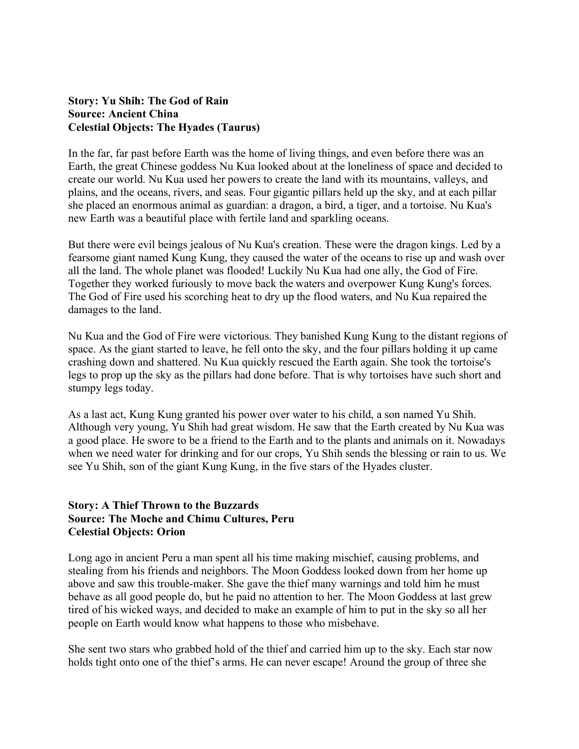**Story: Yu Shih: The God of Rain**
**Source: Ancient China**
**Celestial Objects: The Hyades (Taurus)**

In the far, far past before Earth was the home of living things, and even before there was an Earth, the great Chinese goddess Nu Kua looked about at the loneliness of space and decided to create our world. Nu Kua used her powers to create the land with its mountains, valleys, and plains, and the oceans, rivers, and seas. Four gigantic pillars held up the sky, and at each pillar she placed an enormous animal as guardian: a dragon, a bird, a tiger, and a tortoise. Nu Kua's new Earth was a beautiful place with fertile land and sparkling oceans.

But there were evil beings jealous of Nu Kua's creation. These were the dragon kings. Led by a fearsome giant named Kung Kung, they caused the water of the oceans to rise up and wash over all the land. The whole planet was flooded! Luckily Nu Kua had one ally, the God of Fire. Together they worked furiously to move back the waters and overpower Kung Kung's forces. The God of Fire used his scorching heat to dry up the flood waters, and Nu Kua repaired the damages to the land.

Nu Kua and the God of Fire were victorious. They banished Kung Kung to the distant regions of space. As the giant started to leave, he fell onto the sky, and the four pillars holding it up came crashing down and shattered. Nu Kua quickly rescued the Earth again. She took the tortoise's legs to prop up the sky as the pillars had done before. That is why tortoises have such short and stumpy legs today.

As a last act, Kung Kung granted his power over water to his child, a son named Yu Shih. Although very young, Yu Shih had great wisdom. He saw that the Earth created by Nu Kua was a good place. He swore to be a friend to the Earth and to the plants and animals on it. Nowadays when we need water for drinking and for our crops, Yu Shih sends the blessing or rain to us. We see Yu Shih, son of the giant Kung Kung, in the five stars of the Hyades cluster.

**Story: A Thief Thrown to the Buzzards**
**Source: The Moche and Chimu Cultures, Peru**
**Celestial Objects: Orion**

Long ago in ancient Peru a man spent all his time making mischief, causing problems, and stealing from his friends and neighbors. The Moon Goddess looked down from her home up above and saw this trouble-maker. She gave the thief many warnings and told him he must behave as all good people do, but he paid no attention to her. The Moon Goddess at last grew tired of his wicked ways, and decided to make an example of him to put in the sky so all her people on Earth would know what happens to those who misbehave.

She sent two stars who grabbed hold of the thief and carried him up to the sky. Each star now holds tight onto one of the thief's arms. He can never escape! Around the group of three she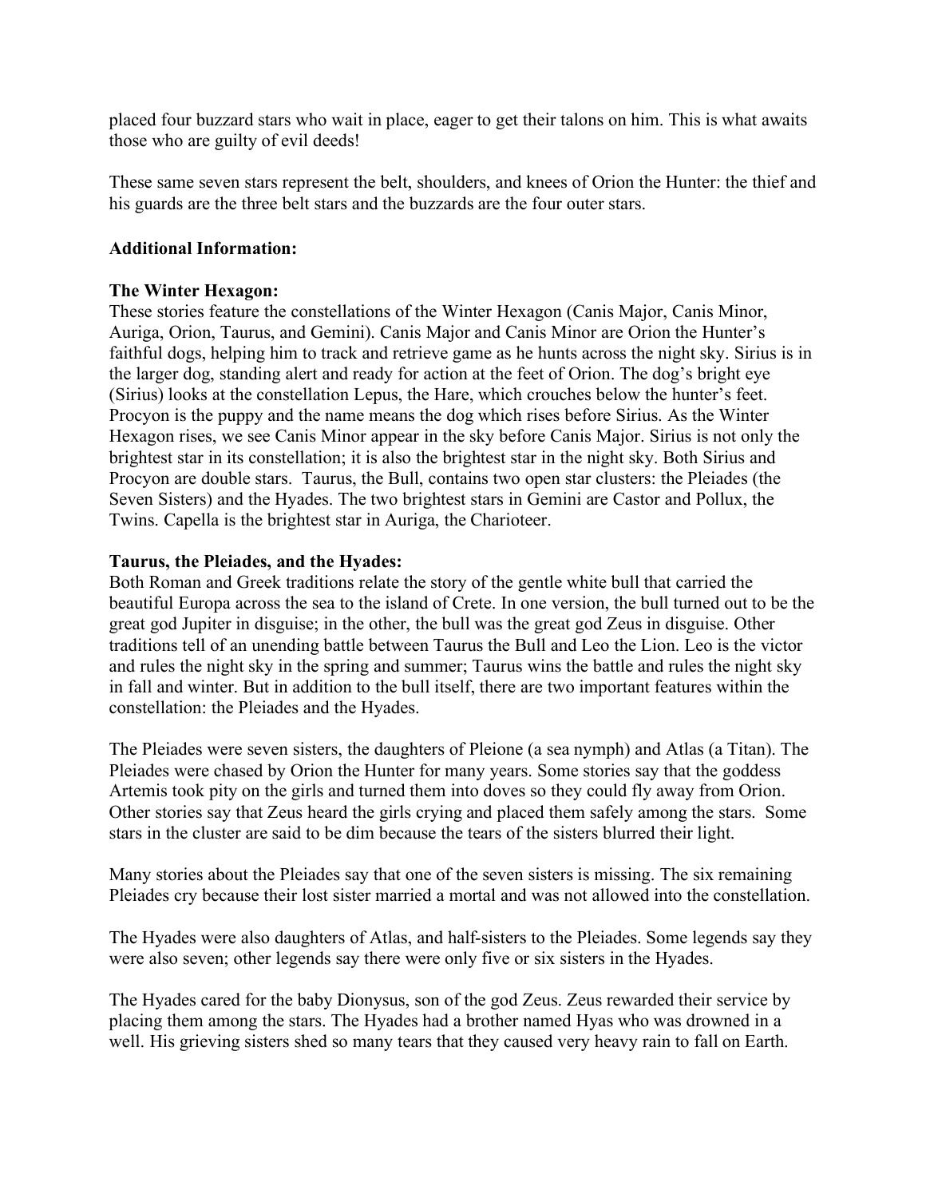placed four buzzard stars who wait in place, eager to get their talons on him. This is what awaits those who are guilty of evil deeds!

These same seven stars represent the belt, shoulders, and knees of Orion the Hunter: the thief and his guards are the three belt stars and the buzzards are the four outer stars.

**Additional Information:**

**The Winter Hexagon:**
These stories feature the constellations of the Winter Hexagon (Canis Major, Canis Minor, Auriga, Orion, Taurus, and Gemini). Canis Major and Canis Minor are Orion the Hunter's faithful dogs, helping him to track and retrieve game as he hunts across the night sky. Sirius is in the larger dog, standing alert and ready for action at the feet of Orion. The dog's bright eye (Sirius) looks at the constellation Lepus, the Hare, which crouches below the hunter's feet. Procyon is the puppy and the name means the dog which rises before Sirius. As the Winter Hexagon rises, we see Canis Minor appear in the sky before Canis Major. Sirius is not only the brightest star in its constellation; it is also the brightest star in the night sky. Both Sirius and Procyon are double stars. Taurus, the Bull, contains two open star clusters: the Pleiades (the Seven Sisters) and the Hyades. The two brightest stars in Gemini are Castor and Pollux, the Twins. Capella is the brightest star in Auriga, the Charioteer.

**Taurus, the Pleiades, and the Hyades:**
Both Roman and Greek traditions relate the story of the gentle white bull that carried the beautiful Europa across the sea to the island of Crete. In one version, the bull turned out to be the great god Jupiter in disguise; in the other, the bull was the great god Zeus in disguise. Other traditions tell of an unending battle between Taurus the Bull and Leo the Lion. Leo is the victor and rules the night sky in the spring and summer; Taurus wins the battle and rules the night sky in fall and winter. But in addition to the bull itself, there are two important features within the constellation: the Pleiades and the Hyades.

The Pleiades were seven sisters, the daughters of Pleione (a sea nymph) and Atlas (a Titan). The Pleiades were chased by Orion the Hunter for many years. Some stories say that the goddess Artemis took pity on the girls and turned them into doves so they could fly away from Orion. Other stories say that Zeus heard the girls crying and placed them safely among the stars. Some stars in the cluster are said to be dim because the tears of the sisters blurred their light.

Many stories about the Pleiades say that one of the seven sisters is missing. The six remaining Pleiades cry because their lost sister married a mortal and was not allowed into the constellation.

The Hyades were also daughters of Atlas, and half-sisters to the Pleiades. Some legends say they were also seven; other legends say there were only five or six sisters in the Hyades.

The Hyades cared for the baby Dionysus, son of the god Zeus. Zeus rewarded their service by placing them among the stars. The Hyades had a brother named Hyas who was drowned in a well. His grieving sisters shed so many tears that they caused very heavy rain to fall on Earth.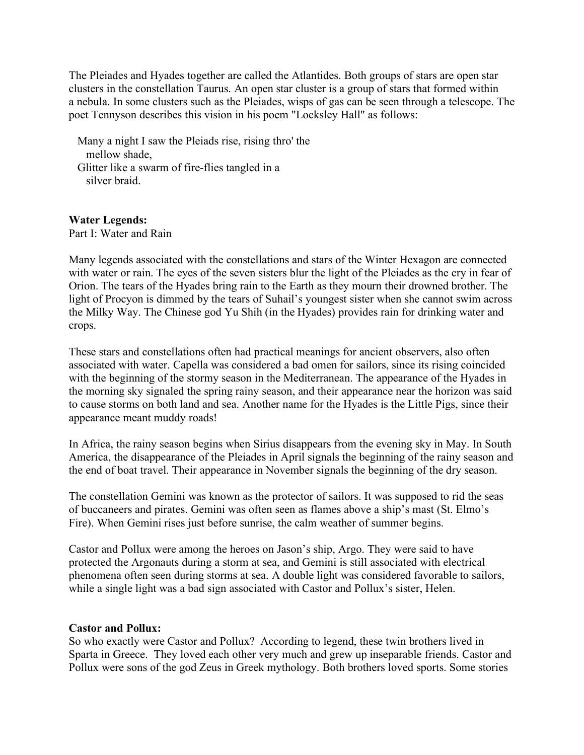The Pleiades and Hyades together are called the Atlantides. Both groups of stars are open star clusters in the constellation Taurus. An open star cluster is a group of stars that formed within a nebula. In some clusters such as the Pleiades, wisps of gas can be seen through a telescope. The poet Tennyson describes this vision in his poem "Locksley Hall" as follows:

> Many a night I saw the Pleiads rise, rising thro' the
> mellow shade,
> Glitter like a swarm of fire-flies tangled in a
> silver braid.

**Water Legends:**
Part I: Water and Rain

Many legends associated with the constellations and stars of the Winter Hexagon are connected with water or rain. The eyes of the seven sisters blur the light of the Pleiades as the cry in fear of Orion. The tears of the Hyades bring rain to the Earth as they mourn their drowned brother. The light of Procyon is dimmed by the tears of Suhail's youngest sister when she cannot swim across the Milky Way. The Chinese god Yu Shih (in the Hyades) provides rain for drinking water and crops.

These stars and constellations often had practical meanings for ancient observers, also often associated with water. Capella was considered a bad omen for sailors, since its rising coincided with the beginning of the stormy season in the Mediterranean. The appearance of the Hyades in the morning sky signaled the spring rainy season, and their appearance near the horizon was said to cause storms on both land and sea. Another name for the Hyades is the Little Pigs, since their appearance meant muddy roads!

In Africa, the rainy season begins when Sirius disappears from the evening sky in May. In South America, the disappearance of the Pleiades in April signals the beginning of the rainy season and the end of boat travel. Their appearance in November signals the beginning of the dry season.

The constellation Gemini was known as the protector of sailors. It was supposed to rid the seas of buccaneers and pirates. Gemini was often seen as flames above a ship's mast (St. Elmo's Fire). When Gemini rises just before sunrise, the calm weather of summer begins.

Castor and Pollux were among the heroes on Jason's ship, Argo. They were said to have protected the Argonauts during a storm at sea, and Gemini is still associated with electrical phenomena often seen during storms at sea. A double light was considered favorable to sailors, while a single light was a bad sign associated with Castor and Pollux's sister, Helen.

**Castor and Pollux:**
So who exactly were Castor and Pollux? According to legend, these twin brothers lived in Sparta in Greece. They loved each other very much and grew up inseparable friends. Castor and Pollux were sons of the god Zeus in Greek mythology. Both brothers loved sports. Some stories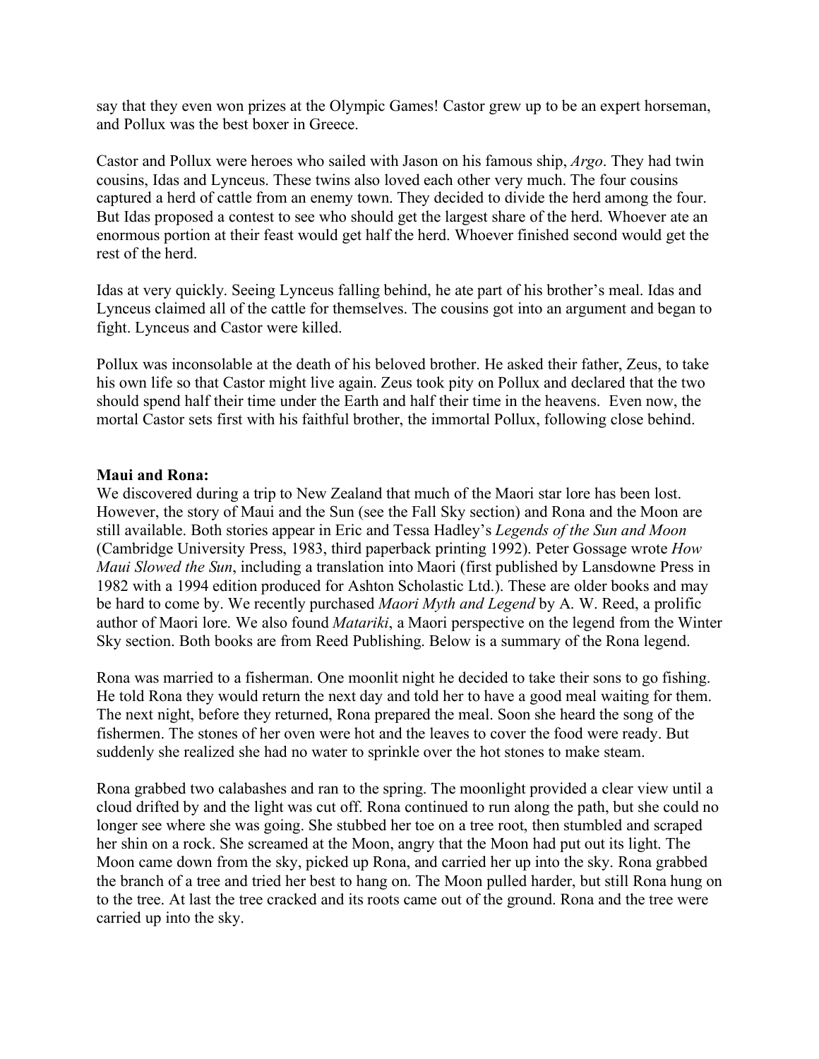say that they even won prizes at the Olymphic Games! Castor grew up to be an expert horseman, and Pollux was the best boxer in Greece.

Castor and Pollux were heroes who sailed with Jason on his famous ship, *Argo*. They had twin cousins, Idas and Lynceus. These twins also loved each other very much. The four cousins captured a herd of cattle from an enemy town. They decided to divide the herd among the four. But Idas proposed a contest to see who should get the largest share of the herd. Whoever ate an enormous portion at their feast would get half the herd. Whoever finished second would get the rest of the herd.

Idas at very quickly. Seeing Lynceus falling behind, he ate part of his brother's meal. Idas and Lynceus claimed all of the cattle for themselves. The cousins got into an argument and began to fight. Lynceus and Castor were killed.

Pollux was inconsolable at the death of his beloved brother. He asked their father, Zeus, to take his own life so that Castor might live again. Zeus took pity on Pollux and declared that the two should spend half their time under the Earth and half their time in the heavens. Even now, the mortal Castor sets first with his faithful brother, the immortal Pollux, following close behind.

**Maui and Rona:**

We discovered during a trip to New Zealand that much of the Maori star lore has been lost. However, the story of Maui and the Sun (see the Fall Sky section) and Rona and the Moon are still available. Both stories appear in Eric and Tessa Hadley's *Legends of the Sun and Moon* (Cambridge University Press, 1983, third paperback printing 1992). Peter Gossage wrote *How Maui Slowed the Sun*, including a translation into Maori (first published by Lansdowne Press in 1982 with a 1994 edition produced for Ashton Scholastic Ltd.). These are older books and may be hard to come by. We recently purchased *Maori Myth and Legend* by A. W. Reed, a prolific author of Maori lore. We also found *Matariki*, a Maori perspective on the legend from the Winter Sky section. Both books are from Reed Publishing. Below is a summary of the Rona legend.

Rona was married to a fisherman. One moonlit night he decided to take their sons to go fishing. He told Rona they would return the next day and told her to have a good meal waiting for them. The next night, before they returned, Rona prepared the meal. Soon she heard the song of the fishermen. The stones of her oven were hot and the leaves to cover the food were ready. But suddenly she realized she had no water to sprinkle over the hot stones to make steam.

Rona grabbed two calabashes and ran to the spring. The moonlight provided a clear view until a cloud drifted by and the light was cut off. Rona continued to run along the path, but she could no longer see where she was going. She stubbed her toe on a tree root, then stumbled and scraped her shin on a rock. She screamed at the Moon, angry that the Moon had put out its light. The Moon came down from the sky, picked up Rona, and carried her up into the sky. Rona grabbed the branch of a tree and tried her best to hang on. The Moon pulled harder, but still Rona hung on to the tree. At last the tree cracked and its roots came out of the ground. Rona and the tree were carried up into the sky.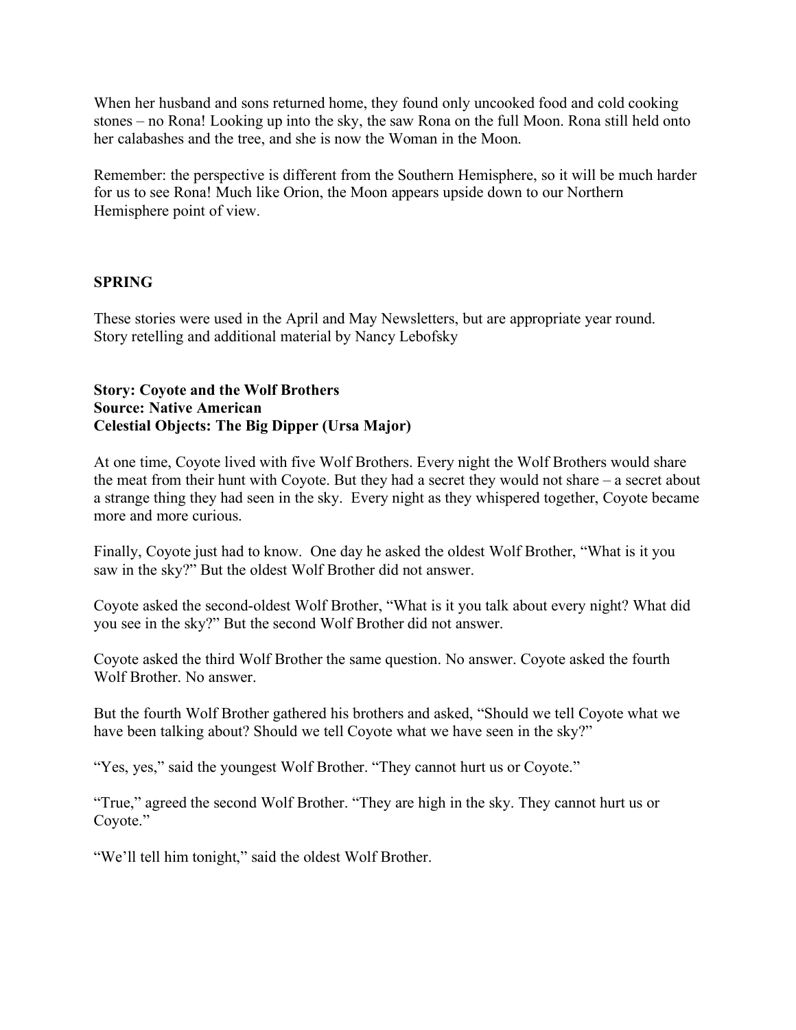When her husband and sons returned home, they found only uncooked food and cold cooking stones – no Rona! Looking up into the sky, the saw Rona on the full Moon. Rona still held onto her calabashes and the tree, and she is now the Woman in the Moon.

Remember: the perspective is different from the Southern Hemisphere, so it will be much harder for us to see Rona! Much like Orion, the Moon appears upside down to our Northern Hemisphere point of view.

## SPRING

These stories were used in the April and May Newsletters, but are appropriate year round. Story retelling and additional material by Nancy Lebofsky

**Story: Coyote and the Wolf Brothers**
**Source: Native American**
**Celestial Objects: The Big Dipper (Ursa Major)**

At one time, Coyote lived with five Wolf Brothers. Every night the Wolf Brothers would share the meat from their hunt with Coyote. But they had a secret they would not share – a secret about a strange thing they had seen in the sky. Every night as they whispered together, Coyote became more and more curious.

Finally, Coyote just had to know. One day he asked the oldest Wolf Brother, "What is it you saw in the sky?" But the oldest Wolf Brother did not answer.

Coyote asked the second-oldest Wolf Brother, "What is it you talk about every night? What did you see in the sky?" But the second Wolf Brother did not answer.

Coyote asked the third Wolf Brother the same question. No answer. Coyote asked the fourth Wolf Brother. No answer.

But the fourth Wolf Brother gathered his brothers and asked, "Should we tell Coyote what we have been talking about? Should we tell Coyote what we have seen in the sky?"

"Yes, yes," said the youngest Wolf Brother. "They cannot hurt us or Coyote."

"True," agreed the second Wolf Brother. "They are high in the sky. They cannot hurt us or Coyote."

"We'll tell him tonight," said the oldest Wolf Brother.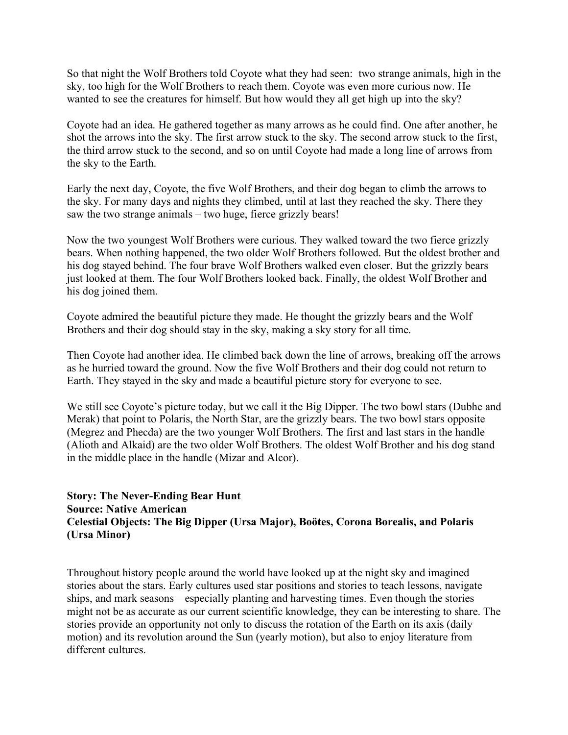So that night the Wolf Brothers told Coyote what they had seen: two strange animals, high in the sky, too high for the Wolf Brothers to reach them. Coyote was even more curious now. He wanted to see the creatures for himself. But how would they all get high up into the sky?

Coyote had an idea. He gathered together as many arrows as he could find. One after another, he shot the arrows into the sky. The first arrow stuck to the sky. The second arrow stuck to the first, the third arrow stuck to the second, and so on until Coyote had made a long line of arrows from the sky to the Earth.

Early the next day, Coyote, the five Wolf Brothers, and their dog began to climb the arrows to the sky. For many days and nights they climbed, until at last they reached the sky. There they saw the two strange animals – two huge, fierce grizzly bears!

Now the two youngest Wolf Brothers were curious. They walked toward the two fierce grizzly bears. When nothing happened, the two older Wolf Brothers followed. But the oldest brother and his dog stayed behind. The four brave Wolf Brothers walked even closer. But the grizzly bears just looked at them. The four Wolf Brothers looked back. Finally, the oldest Wolf Brother and his dog joined them.

Coyote admired the beautiful picture they made. He thought the grizzly bears and the Wolf Brothers and their dog should stay in the sky, making a sky story for all time.

Then Coyote had another idea. He climbed back down the line of arrows, breaking off the arrows as he hurried toward the ground. Now the five Wolf Brothers and their dog could not return to Earth. They stayed in the sky and made a beautiful picture story for everyone to see.

We still see Coyote's picture today, but we call it the Big Dipper. The two bowl stars (Dubhe and Merak) that point to Polaris, the North Star, are the grizzly bears. The two bowl stars opposite (Megrez and Phecda) are the two younger Wolf Brothers. The first and last stars in the handle (Alioth and Alkaid) are the two older Wolf Brothers. The oldest Wolf Brother and his dog stand in the middle place in the handle (Mizar and Alcor).

**Story: The Never-Ending Bear Hunt**
**Source: Native American**
**Celestial Objects: The Big Dipper (Ursa Major), Boötes, Corona Borealis, and Polaris (Ursa Minor)**

Throughout history people around the world have looked up at the night sky and imagined stories about the stars. Early cultures used star positions and stories to teach lessons, navigate ships, and mark seasons—especially planting and harvesting times. Even though the stories might not be as accurate as our current scientific knowledge, they can be interesting to share. The stories provide an opportunity not only to discuss the rotation of the Earth on its axis (daily motion) and its revolution around the Sun (yearly motion), but also to enjoy literature from different cultures.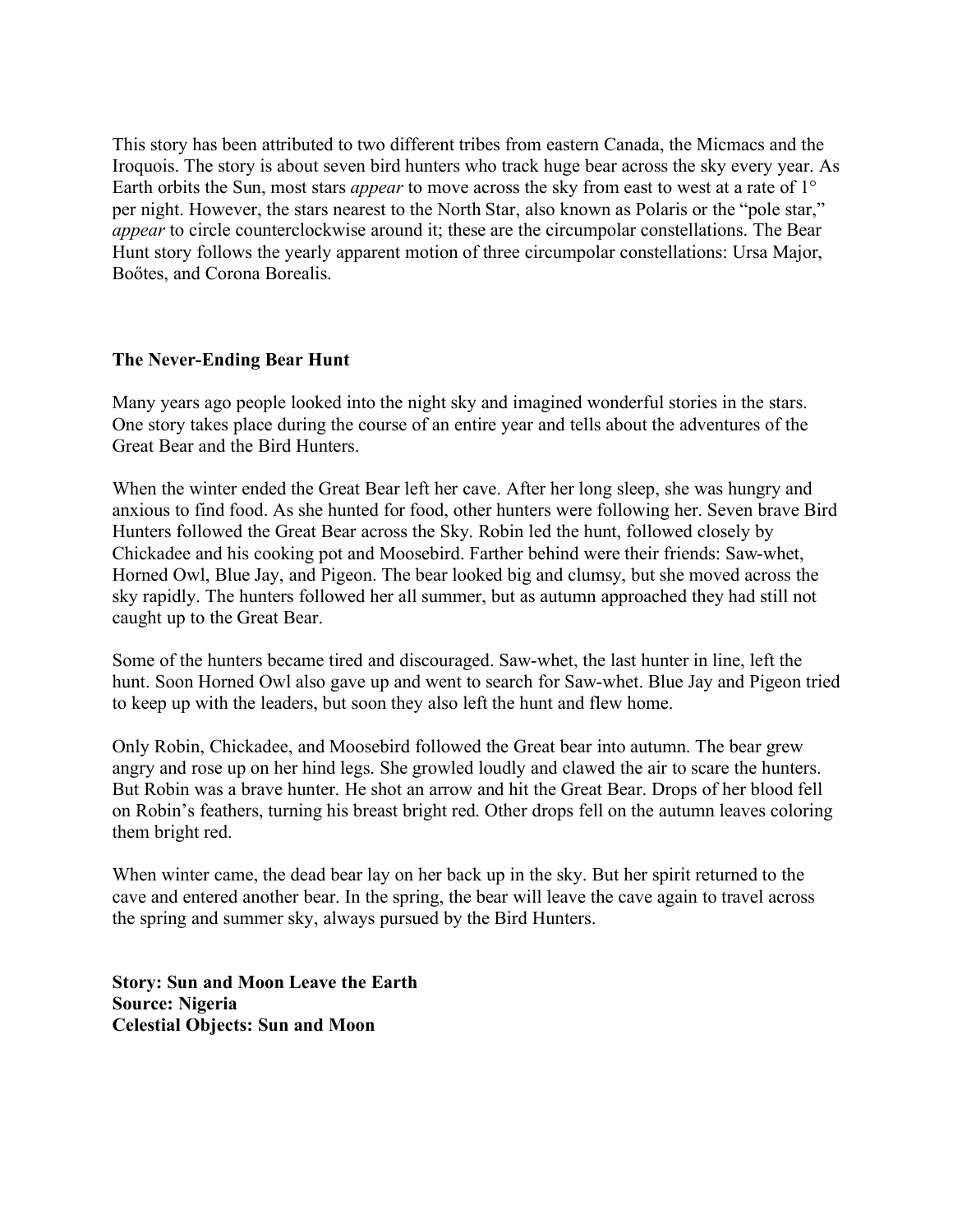This story has been attributed to two different tribes from eastern Canada, the Micmacs and the Iroquois. The story is about seven bird hunters who track huge bear across the sky every year. As Earth orbits the Sun, most stars *appear* to move across the sky from east to west at a rate of 1° per night. However, the stars nearest to the North Star, also known as Polaris or the "pole star," *appear* to circle counterclockwise around it; these are the circumpolar constellations. The Bear Hunt story follows the yearly apparent motion of three circumpolar constellations: Ursa Major, Boőtes, and Corona Borealis.

**The Never-Ending Bear Hunt**

Many years ago people looked into the night sky and imagined wonderful stories in the stars. One story takes place during the course of an entire year and tells about the adventures of the Great Bear and the Bird Hunters.

When the winter ended the Great Bear left her cave. After her long sleep, she was hungry and anxious to find food. As she hunted for food, other hunters were following her. Seven brave Bird Hunters followed the Great Bear across the Sky. Robin led the hunt, followed closely by Chickadee and his cooking pot and Moosebird. Farther behind were their friends: Saw-whet, Horned Owl, Blue Jay, and Pigeon. The bear looked big and clumsy, but she moved across the sky rapidly. The hunters followed her all summer, but as autumn approached they had still not caught up to the Great Bear.

Some of the hunters became tired and discouraged. Saw-whet, the last hunter in line, left the hunt. Soon Horned Owl also gave up and went to search for Saw-whet. Blue Jay and Pigeon tried to keep up with the leaders, but soon they also left the hunt and flew home.

Only Robin, Chickadee, and Moosebird followed the Great bear into autumn. The bear grew angry and rose up on her hind legs. She growled loudly and clawed the air to scare the hunters. But Robin was a brave hunter. He shot an arrow and hit the Great Bear. Drops of her blood fell on Robin's feathers, turning his breast bright red. Other drops fell on the autumn leaves coloring them bright red.

When winter came, the dead bear lay on her back up in the sky. But her spirit returned to the cave and entered another bear. In the spring, the bear will leave the cave again to travel across the spring and summer sky, always pursued by the Bird Hunters.

**Story: Sun and Moon Leave the Earth**
**Source: Nigeria**
**Celestial Objects: Sun and Moon**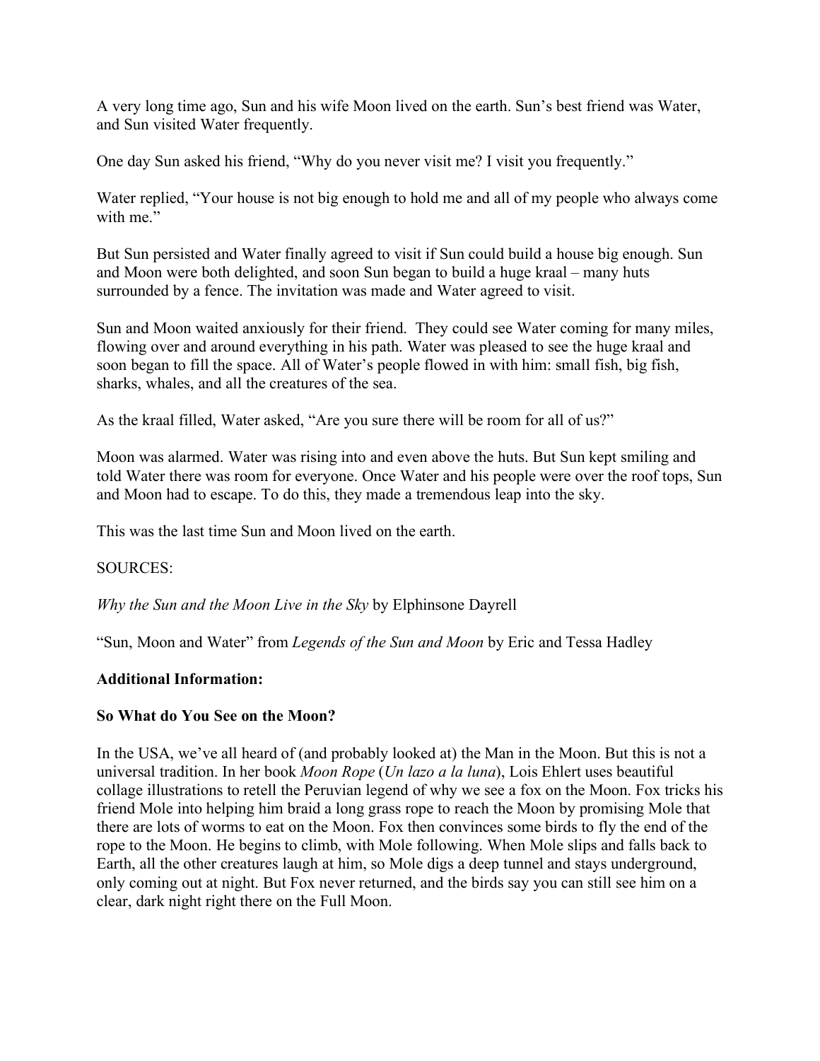A very long time ago, Sun and his wife Moon lived on the earth. Sun's best friend was Water, and Sun visited Water frequently.

One day Sun asked his friend, "Why do you never visit me? I visit you frequently."

Water replied, "Your house is not big enough to hold me and all of my people who always come with me."

But Sun persisted and Water finally agreed to visit if Sun could build a house big enough. Sun and Moon were both delighted, and soon Sun began to build a huge kraal – many huts surrounded by a fence. The invitation was made and Water agreed to visit.

Sun and Moon waited anxiously for their friend. They could see Water coming for many miles, flowing over and around everything in his path. Water was pleased to see the huge kraal and soon began to fill the space. All of Water's people flowed in with him: small fish, big fish, sharks, whales, and all the creatures of the sea.

As the kraal filled, Water asked, "Are you sure there will be room for all of us?"

Moon was alarmed. Water was rising into and even above the huts. But Sun kept smiling and told Water there was room for everyone. Once Water and his people were over the roof tops, Sun and Moon had to escape. To do this, they made a tremendous leap into the sky.

This was the last time Sun and Moon lived on the earth.

SOURCES:

*Why the Sun and the Moon Live in the Sky* by Elphinsone Dayrell

"Sun, Moon and Water" from *Legends of the Sun and Moon* by Eric and Tessa Hadley

**Additional Information:**

**So What do You See on the Moon?**

In the USA, we've all heard of (and probably looked at) the Man in the Moon. But this is not a universal tradition. In her book *Moon Rope* (*Un lazo a la luna*), Lois Ehlert uses beautiful collage illustrations to retell the Peruvian legend of why we see a fox on the Moon. Fox tricks his friend Mole into helping him braid a long grass rope to reach the Moon by promising Mole that there are lots of worms to eat on the Moon. Fox then convinces some birds to fly the end of the rope to the Moon. He begins to climb, with Mole following. When Mole slips and falls back to Earth, all the other creatures laugh at him, so Mole digs a deep tunnel and stays underground, only coming out at night. But Fox never returned, and the birds say you can still see him on a clear, dark night right there on the Full Moon.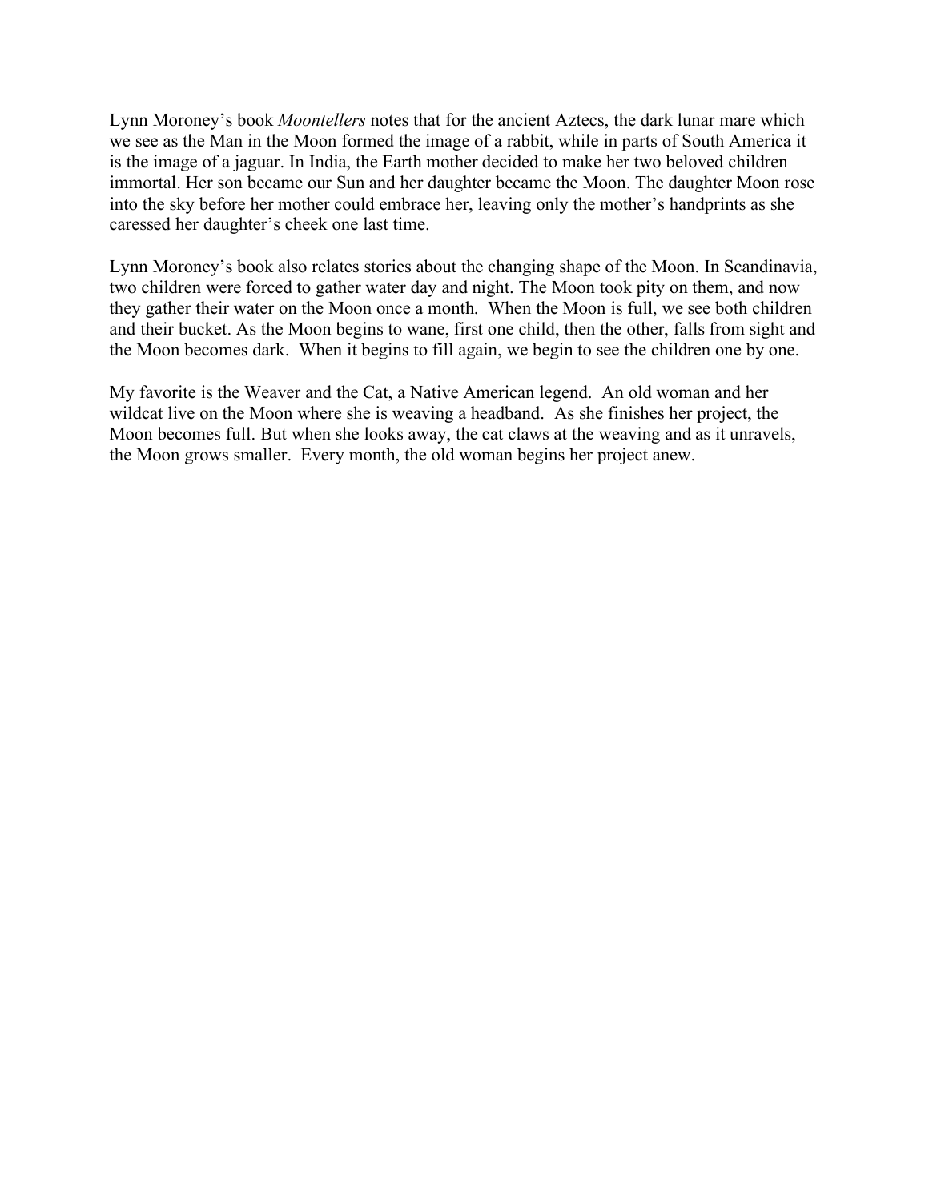Lynn Moroney's book *Moontellers* notes that for the ancient Aztecs, the dark lunar mare which we see as the Man in the Moon formed the image of a rabbit, while in parts of South America it is the image of a jaguar. In India, the Earth mother decided to make her two beloved children immortal. Her son became our Sun and her daughter became the Moon. The daughter Moon rose into the sky before her mother could embrace her, leaving only the mother's handprints as she caressed her daughter's cheek one last time.

Lynn Moroney's book also relates stories about the changing shape of the Moon. In Scandinavia, two children were forced to gather water day and night. The Moon took pity on them, and now they gather their water on the Moon once a month. When the Moon is full, we see both children and their bucket. As the Moon begins to wane, first one child, then the other, falls from sight and the Moon becomes dark. When it begins to fill again, we begin to see the children one by one.

My favorite is the Weaver and the Cat, a Native American legend. An old woman and her wildcat live on the Moon where she is weaving a headband. As she finishes her project, the Moon becomes full. But when she looks away, the cat claws at the weaving and as it unravels, the Moon grows smaller. Every month, the old woman begins her project anew.